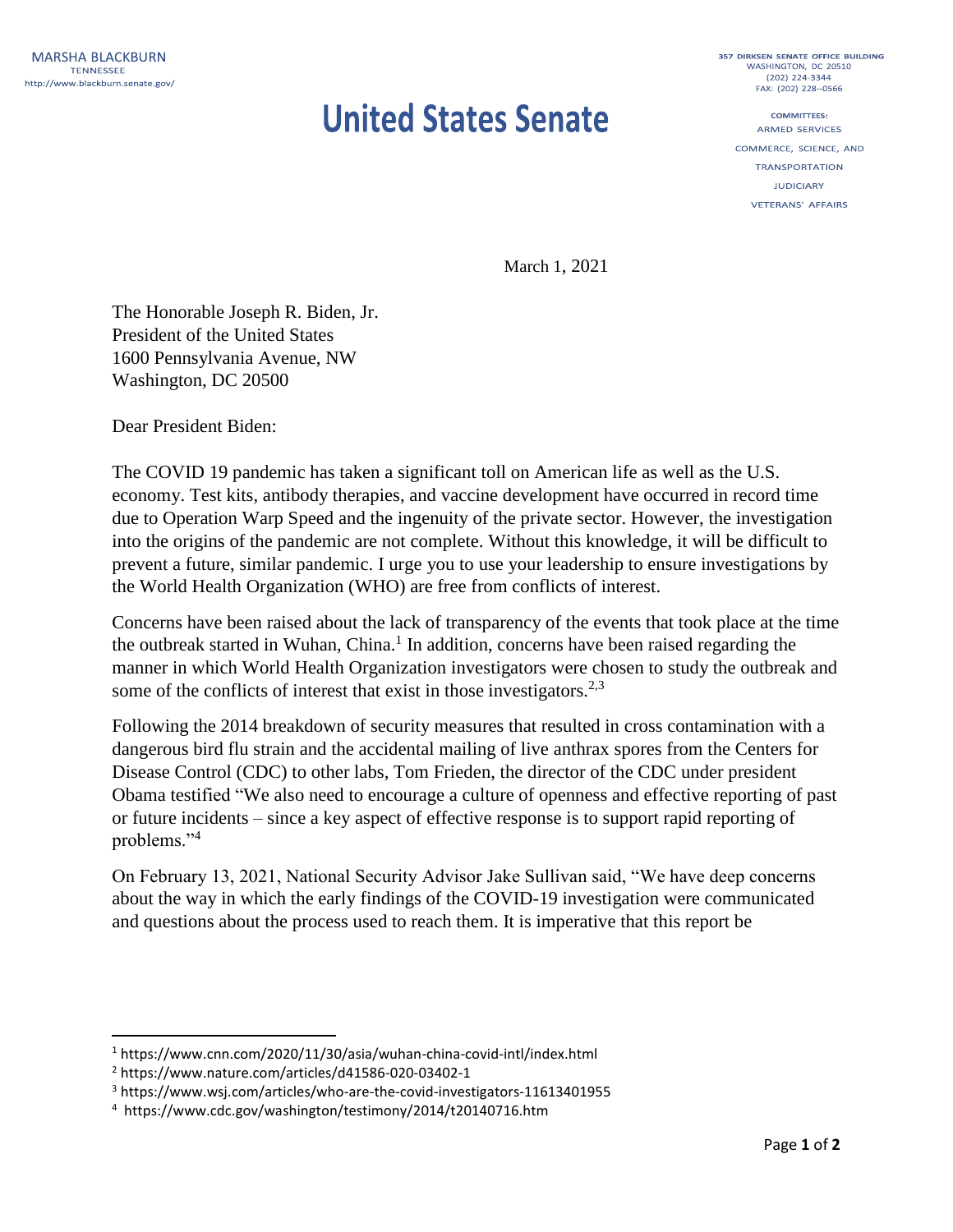MARSHA BLACKBURN
TENNESSEE
http://www.blackburn.senate.gov/

# United States Senate

357 DIRKSEN SENATE OFFICE BUILDING
WASHINGTON, DC 20510
(202) 224-3344
FAX: (202) 228--0566

COMMITTEES:
ARMED SERVICES
COMMERCE, SCIENCE, AND TRANSPORTATION
JUDICIARY
VETERANS' AFFAIRS

March 1, 2021

The Honorable Joseph R. Biden, Jr.
President of the United States
1600 Pennsylvania Avenue, NW
Washington, DC 20500

Dear President Biden:

The COVID 19 pandemic has taken a significant toll on American life as well as the U.S. economy. Test kits, antibody therapies, and vaccine development have occurred in record time due to Operation Warp Speed and the ingenuity of the private sector. However, the investigation into the origins of the pandemic are not complete. Without this knowledge, it will be difficult to prevent a future, similar pandemic. I urge you to use your leadership to ensure investigations by the World Health Organization (WHO) are free from conflicts of interest.

Concerns have been raised about the lack of transparency of the events that took place at the time the outbreak started in Wuhan, China.[1] In addition, concerns have been raised regarding the manner in which World Health Organization investigators were chosen to study the outbreak and some of the conflicts of interest that exist in those investigators.[2,3]

Following the 2014 breakdown of security measures that resulted in cross contamination with a dangerous bird flu strain and the accidental mailing of live anthrax spores from the Centers for Disease Control (CDC) to other labs, Tom Frieden, the director of the CDC under president Obama testified "We also need to encourage a culture of openness and effective reporting of past or future incidents – since a key aspect of effective response is to support rapid reporting of problems."[4]

On February 13, 2021, National Security Advisor Jake Sullivan said, "We have deep concerns about the way in which the early findings of the COVID-19 investigation were communicated and questions about the process used to reach them. It is imperative that this report be

---

[1] https://www.cnn.com/2020/11/30/asia/wuhan-china-covid-intl/index.html
[2] https://www.nature.com/articles/d41586-020-03402-1
[3] https://www.wsj.com/articles/who-are-the-covid-investigators-11613401955
[4] https://www.cdc.gov/washington/testimony/2014/t20140716.htm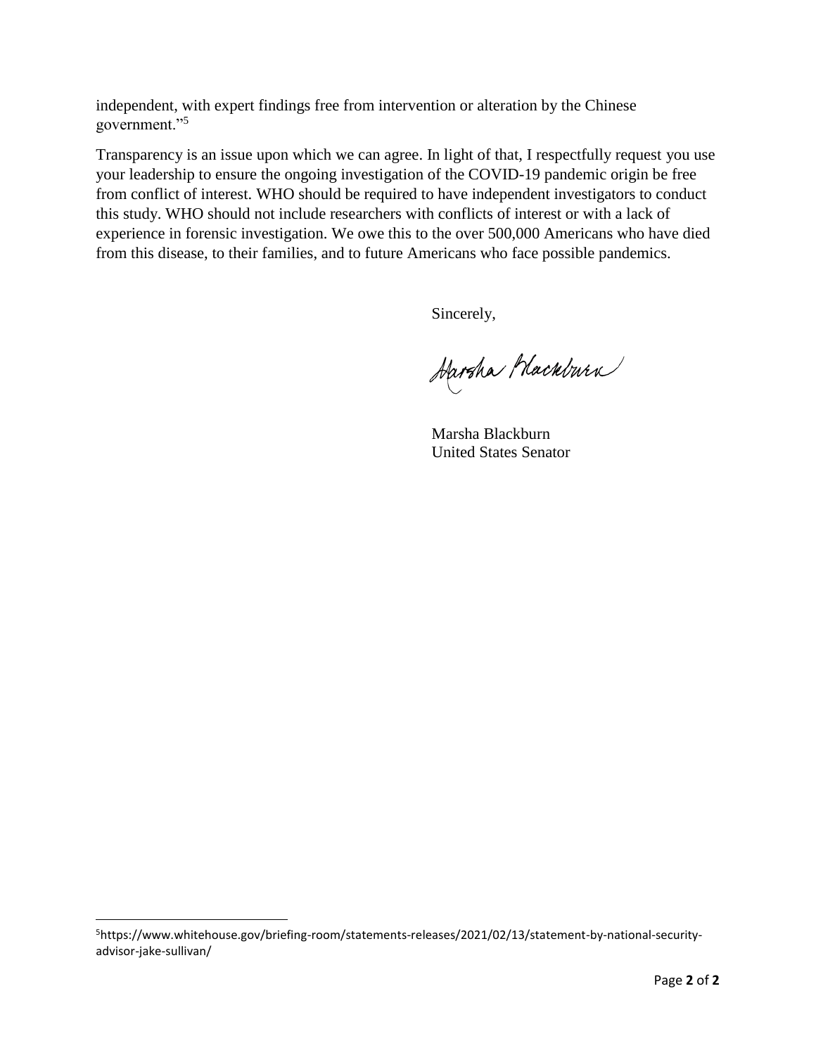independent, with expert findings free from intervention or alteration by the Chinese government."[5]

Transparency is an issue upon which we can agree. In light of that, I respectfully request you use your leadership to ensure the ongoing investigation of the COVID-19 pandemic origin be free from conflict of interest. WHO should be required to have independent investigators to conduct this study. WHO should not include researchers with conflicts of interest or with a lack of experience in forensic investigation. We owe this to the over 500,000 Americans who have died from this disease, to their families, and to future Americans who face possible pandemics.

Sincerely,

Marsha Blackburn

Marsha Blackburn
United States Senator

---

[5]https://www.whitehouse.gov/briefing-room/statements-releases/2021/02/13/statement-by-national-security-advisor-jake-sullivan/